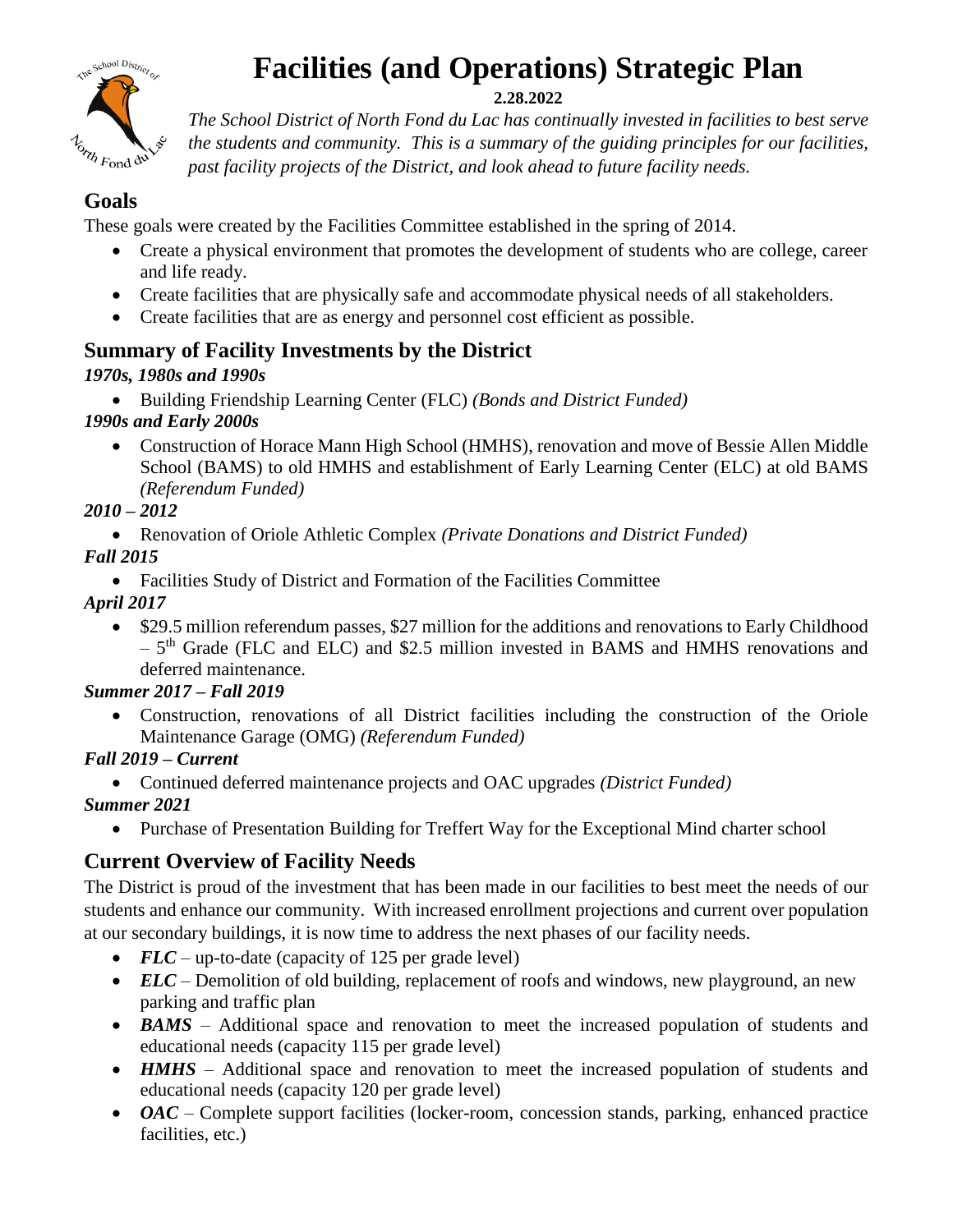# Facilities (and Operations) Strategic Plan

**2.28.2022**

*The School District of North Fond du Lac has continually invested in facilities to best serve the students and community. This is a summary of the guiding principles for our facilities, past facility projects of the District, and look ahead to future facility needs.*

## Goals

These goals were created by the Facilities Committee established in the spring of 2014.

- Create a physical environment that promotes the development of students who are college, career and life ready.
- Create facilities that are physically safe and accommodate physical needs of all stakeholders.
- Create facilities that are as energy and personnel cost efficient as possible.

## Summary of Facility Investments by the District

***1970s, 1980s and 1990s***

- Building Friendship Learning Center (FLC) *(Bonds and District Funded)*

***1990s and Early 2000s***

- Construction of Horace Mann High School (HMHS), renovation and move of Bessie Allen Middle School (BAMS) to old HMHS and establishment of Early Learning Center (ELC) at old BAMS *(Referendum Funded)*

***2010 – 2012***

- Renovation of Oriole Athletic Complex *(Private Donations and District Funded)*

***Fall 2015***

- Facilities Study of District and Formation of the Facilities Committee

***April 2017***

- \$29.5 million referendum passes, \$27 million for the additions and renovations to Early Childhood – 5th Grade (FLC and ELC) and \$2.5 million invested in BAMS and HMHS renovations and deferred maintenance.

***Summer 2017 – Fall 2019***

- Construction, renovations of all District facilities including the construction of the Oriole Maintenance Garage (OMG) *(Referendum Funded)*

***Fall 2019 – Current***

- Continued deferred maintenance projects and OAC upgrades *(District Funded)*

***Summer 2021***

- Purchase of Presentation Building for Treffert Way for the Exceptional Mind charter school

## Current Overview of Facility Needs

The District is proud of the investment that has been made in our facilities to best meet the needs of our students and enhance our community. With increased enrollment projections and current over population at our secondary buildings, it is now time to address the next phases of our facility needs.

- ***FLC*** – up-to-date (capacity of 125 per grade level)
- ***ELC*** – Demolition of old building, replacement of roofs and windows, new playground, an new parking and traffic plan
- ***BAMS*** – Additional space and renovation to meet the increased population of students and educational needs (capacity 115 per grade level)
- ***HMHS*** – Additional space and renovation to meet the increased population of students and educational needs (capacity 120 per grade level)
- ***OAC*** – Complete support facilities (locker-room, concession stands, parking, enhanced practice facilities, etc.)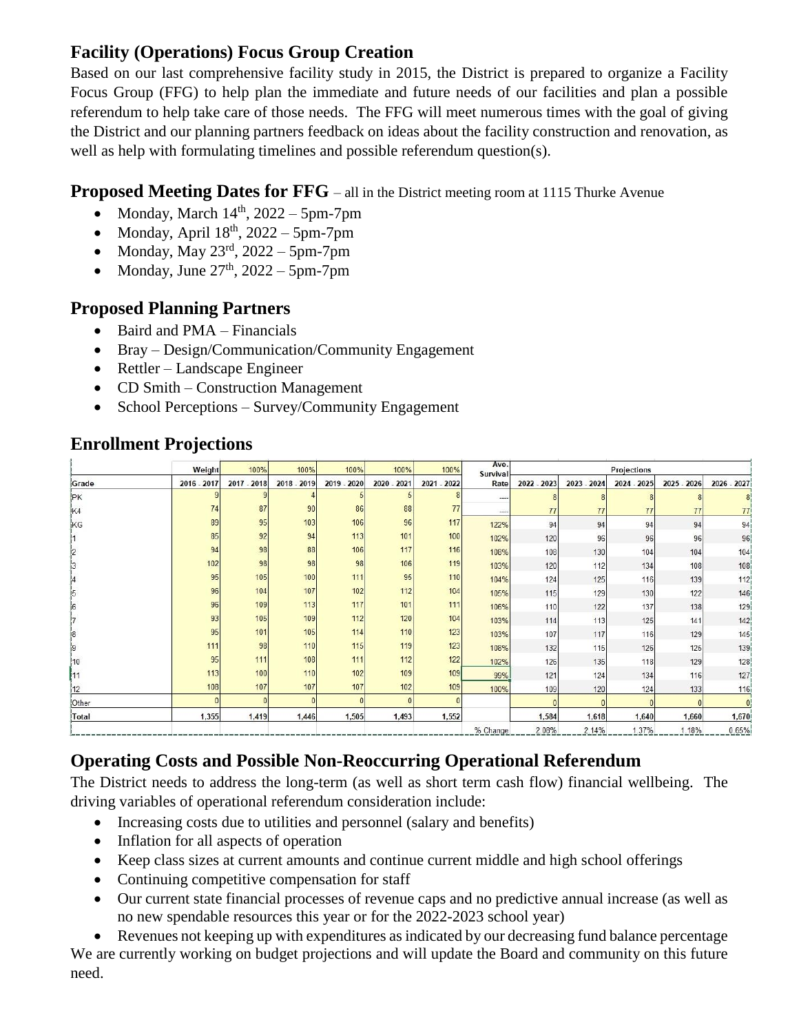## Facility (Operations) Focus Group Creation

Based on our last comprehensive facility study in 2015, the District is prepared to organize a Facility Focus Group (FFG) to help plan the immediate and future needs of our facilities and plan a possible referendum to help take care of those needs. The FFG will meet numerous times with the goal of giving the District and our planning partners feedback on ideas about the facility construction and renovation, as well as help with formulating timelines and possible referendum question(s).

## Proposed Meeting Dates for FFG – all in the District meeting room at 1115 Thurke Avenue

- Monday, March 14th, 2022 – 5pm-7pm
- Monday, April 18th, 2022 – 5pm-7pm
- Monday, May 23rd, 2022 – 5pm-7pm
- Monday, June 27th, 2022 – 5pm-7pm

## Proposed Planning Partners

- Baird and PMA – Financials
- Bray – Design/Communication/Community Engagement
- Rettler – Landscape Engineer
- CD Smith – Construction Management
- School Perceptions – Survey/Community Engagement

## Enrollment Projections

| | Weight | 100% | 100% | 100% | 100% | 100% | Ave. Survival | Projections | | | | |
|---|---|---|---|---|---|---|---|---|---|---|---|---|
| Grade | 2016 - 2017 | 2017 - 2018 | 2018 - 2019 | 2019 - 2020 | 2020 - 2021 | 2021 - 2022 | Rate | 2022 - 2023 | 2023 - 2024 | 2024 - 2025 | 2025 - 2026 | 2026 - 2027 |
| PK | 9 | 9 | 4 | 5 | 5 | 8 | ---- | 8 | 8 | 8 | 8 | 8 |
| K4 | 74 | 87 | 90 | 86 | 88 | 77 | ---- | 77 | 77 | 77 | 77 | 77 |
| KG | 89 | 95 | 103 | 106 | 96 | 117 | 122% | 94 | 94 | 94 | 94 | 94 |
| 1 | 85 | 92 | 94 | 113 | 101 | 100 | 102% | 120 | 96 | 96 | 96 | 96 |
| 2 | 94 | 98 | 88 | 106 | 117 | 116 | 108% | 108 | 130 | 104 | 104 | 104 |
| 3 | 102 | 98 | 98 | 98 | 106 | 119 | 103% | 120 | 112 | 134 | 108 | 108 |
| 4 | 95 | 105 | 100 | 111 | 95 | 110 | 104% | 124 | 125 | 116 | 139 | 112 |
| 5 | 96 | 104 | 107 | 102 | 112 | 104 | 105% | 115 | 129 | 130 | 122 | 146 |
| 6 | 96 | 109 | 113 | 117 | 101 | 111 | 106% | 110 | 122 | 137 | 138 | 129 |
| 7 | 93 | 105 | 109 | 112 | 120 | 104 | 103% | 114 | 113 | 125 | 141 | 142 |
| 8 | 95 | 101 | 105 | 114 | 110 | 123 | 103% | 107 | 117 | 116 | 129 | 145 |
| 9 | 111 | 98 | 110 | 115 | 119 | 123 | 108% | 132 | 115 | 126 | 125 | 139 |
| 10 | 95 | 111 | 108 | 111 | 112 | 122 | 102% | 126 | 135 | 118 | 129 | 128 |
| 11 | 113 | 100 | 110 | 102 | 109 | 109 | 99% | 121 | 124 | 134 | 116 | 127 |
| 12 | 108 | 107 | 107 | 107 | 102 | 109 | 100% | 109 | 120 | 124 | 133 | 116 |
| Other | 0 | 0 | 0 | 0 | 0 | 0 | | 0 | 0 | 0 | 0 | 0 |
| Total | 1,355 | 1,419 | 1,446 | 1,505 | 1,493 | 1,552 | | 1,584 | 1,618 | 1,640 | 1,660 | 1,670 |
| | | | | | | | % Change | 2.08% | 2.14% | 1.37% | 1.18% | 0.65% |

## Operating Costs and Possible Non-Reoccurring Operational Referendum

The District needs to address the long-term (as well as short term cash flow) financial wellbeing. The driving variables of operational referendum consideration include:

- Increasing costs due to utilities and personnel (salary and benefits)
- Inflation for all aspects of operation
- Keep class sizes at current amounts and continue current middle and high school offerings
- Continuing competitive compensation for staff
- Our current state financial processes of revenue caps and no predictive annual increase (as well as no new spendable resources this year or for the 2022-2023 school year)
- Revenues not keeping up with expenditures as indicated by our decreasing fund balance percentage

We are currently working on budget projections and will update the Board and community on this future need.